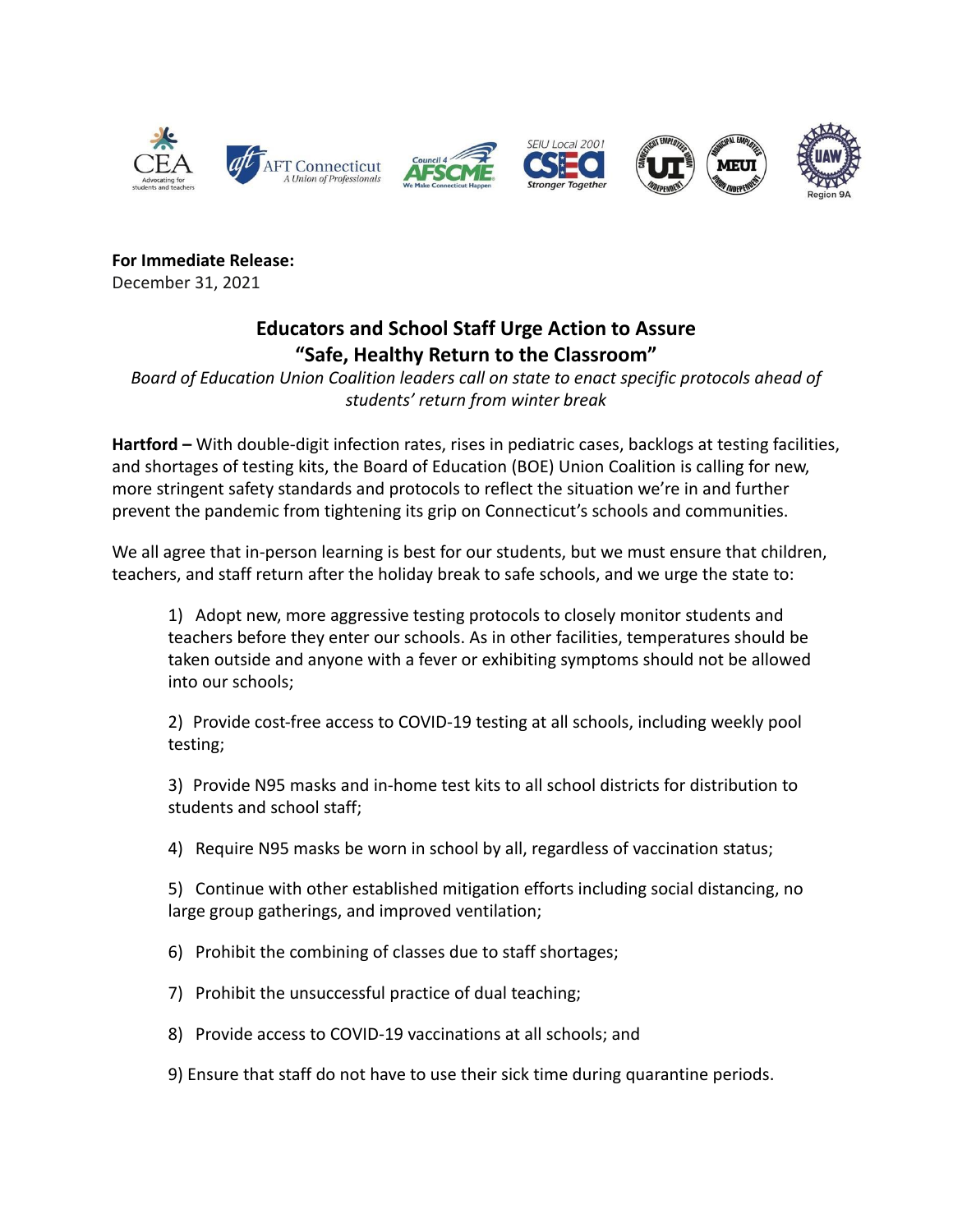**For Immediate Release:**
December 31, 2021

## Educators and School Staff Urge Action to Assure "Safe, Healthy Return to the Classroom"

*Board of Education Union Coalition leaders call on state to enact specific protocols ahead of students' return from winter break*

**Hartford –** With double-digit infection rates, rises in pediatric cases, backlogs at testing facilities, and shortages of testing kits, the Board of Education (BOE) Union Coalition is calling for new, more stringent safety standards and protocols to reflect the situation we're in and further prevent the pandemic from tightening its grip on Connecticut's schools and communities.

We all agree that in-person learning is best for our students, but we must ensure that children, teachers, and staff return after the holiday break to safe schools, and we urge the state to:

1) Adopt new, more aggressive testing protocols to closely monitor students and teachers before they enter our schools. As in other facilities, temperatures should be taken outside and anyone with a fever or exhibiting symptoms should not be allowed into our schools;

2) Provide cost-free access to COVID-19 testing at all schools, including weekly pool testing;

3) Provide N95 masks and in-home test kits to all school districts for distribution to students and school staff;

4) Require N95 masks be worn in school by all, regardless of vaccination status;

5) Continue with other established mitigation efforts including social distancing, no large group gatherings, and improved ventilation;

6) Prohibit the combining of classes due to staff shortages;

7) Prohibit the unsuccessful practice of dual teaching;

8) Provide access to COVID-19 vaccinations at all schools; and

9) Ensure that staff do not have to use their sick time during quarantine periods.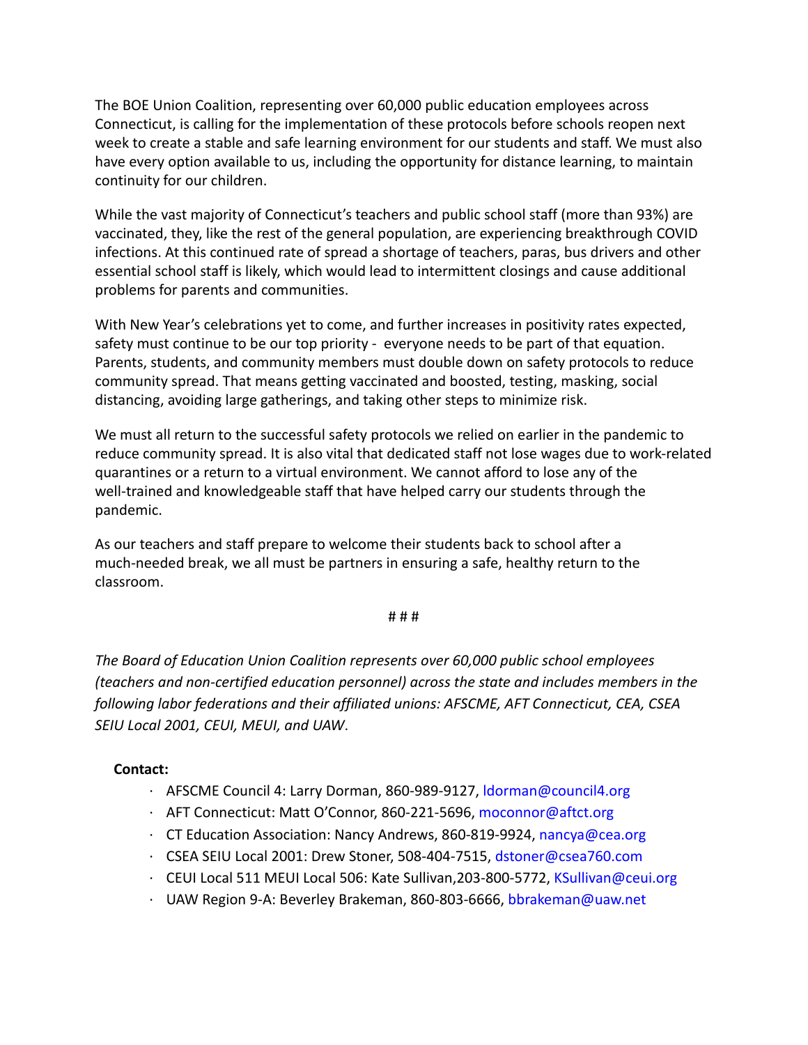The BOE Union Coalition, representing over 60,000 public education employees across Connecticut, is calling for the implementation of these protocols before schools reopen next week to create a stable and safe learning environment for our students and staff. We must also have every option available to us, including the opportunity for distance learning, to maintain continuity for our children.

While the vast majority of Connecticut's teachers and public school staff (more than 93%) are vaccinated, they, like the rest of the general population, are experiencing breakthrough COVID infections. At this continued rate of spread a shortage of teachers, paras, bus drivers and other essential school staff is likely, which would lead to intermittent closings and cause additional problems for parents and communities.

With New Year's celebrations yet to come, and further increases in positivity rates expected, safety must continue to be our top priority - everyone needs to be part of that equation. Parents, students, and community members must double down on safety protocols to reduce community spread. That means getting vaccinated and boosted, testing, masking, social distancing, avoiding large gatherings, and taking other steps to minimize risk.

We must all return to the successful safety protocols we relied on earlier in the pandemic to reduce community spread. It is also vital that dedicated staff not lose wages due to work-related quarantines or a return to a virtual environment. We cannot afford to lose any of the well-trained and knowledgeable staff that have helped carry our students through the pandemic.

As our teachers and staff prepare to welcome their students back to school after a much-needed break, we all must be partners in ensuring a safe, healthy return to the classroom.

# # #

*The Board of Education Union Coalition represents over 60,000 public school employees (teachers and non-certified education personnel) across the state and includes members in the following labor federations and their affiliated unions: AFSCME, AFT Connecticut, CEA, CSEA SEIU Local 2001, CEUI, MEUI, and UAW*.

**Contact:**

- AFSCME Council 4: Larry Dorman, 860-989-9127, ldorman@council4.org
- AFT Connecticut: Matt O'Connor, 860-221-5696, moconnor@aftct.org
- CT Education Association: Nancy Andrews, 860-819-9924, nancya@cea.org
- CSEA SEIU Local 2001: Drew Stoner, 508-404-7515, dstoner@csea760.com
- CEUI Local 511 MEUI Local 506: Kate Sullivan,203-800-5772, KSullivan@ceui.org
- UAW Region 9-A: Beverley Brakeman, 860-803-6666, bbrakeman@uaw.net